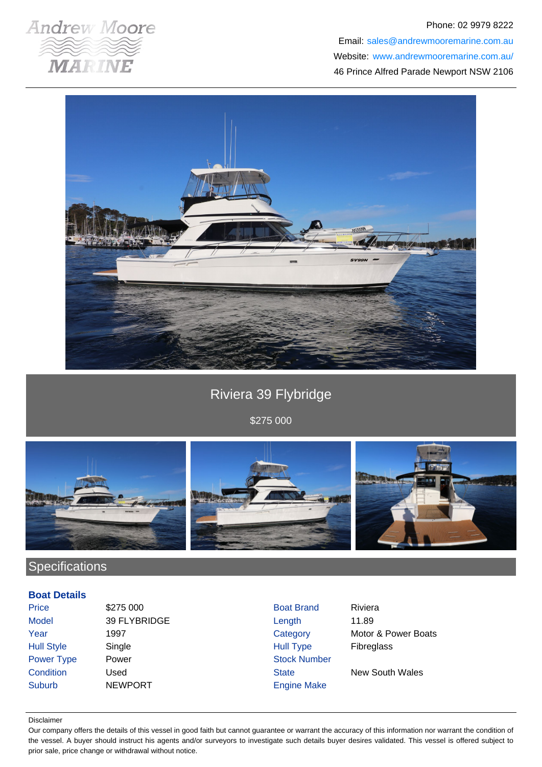Andrew Moore MARINE

Phone: 02 9979 8222
Email: sales@andrewmooremarine.com.au
Website: www.andrewmooremarine.com.au/
46 Prince Alfred Parade Newport NSW 2106

# Riviera 39 Flybridge

$275 000

## Specifications

### Boat Details

| | | | |
|---|---|---|---|
| Price | $275 000 | Boat Brand | Riviera |
| Model | 39 FLYBRIDGE | Length | 11.89 |
| Year | 1997 | Category | Motor & Power Boats |
| Hull Style | Single | Hull Type | Fibreglass |
| Power Type | Power | Stock Number | |
| Condition | Used | State | New South Wales |
| Suburb | NEWPORT | Engine Make | |

Disclaimer

Our company offers the details of this vessel in good faith but cannot guarantee or warrant the accuracy of this information nor warrant the condition of the vessel. A buyer should instruct his agents and/or surveyors to investigate such details buyer desires validated. This vessel is offered subject to prior sale, price change or withdrawal without notice.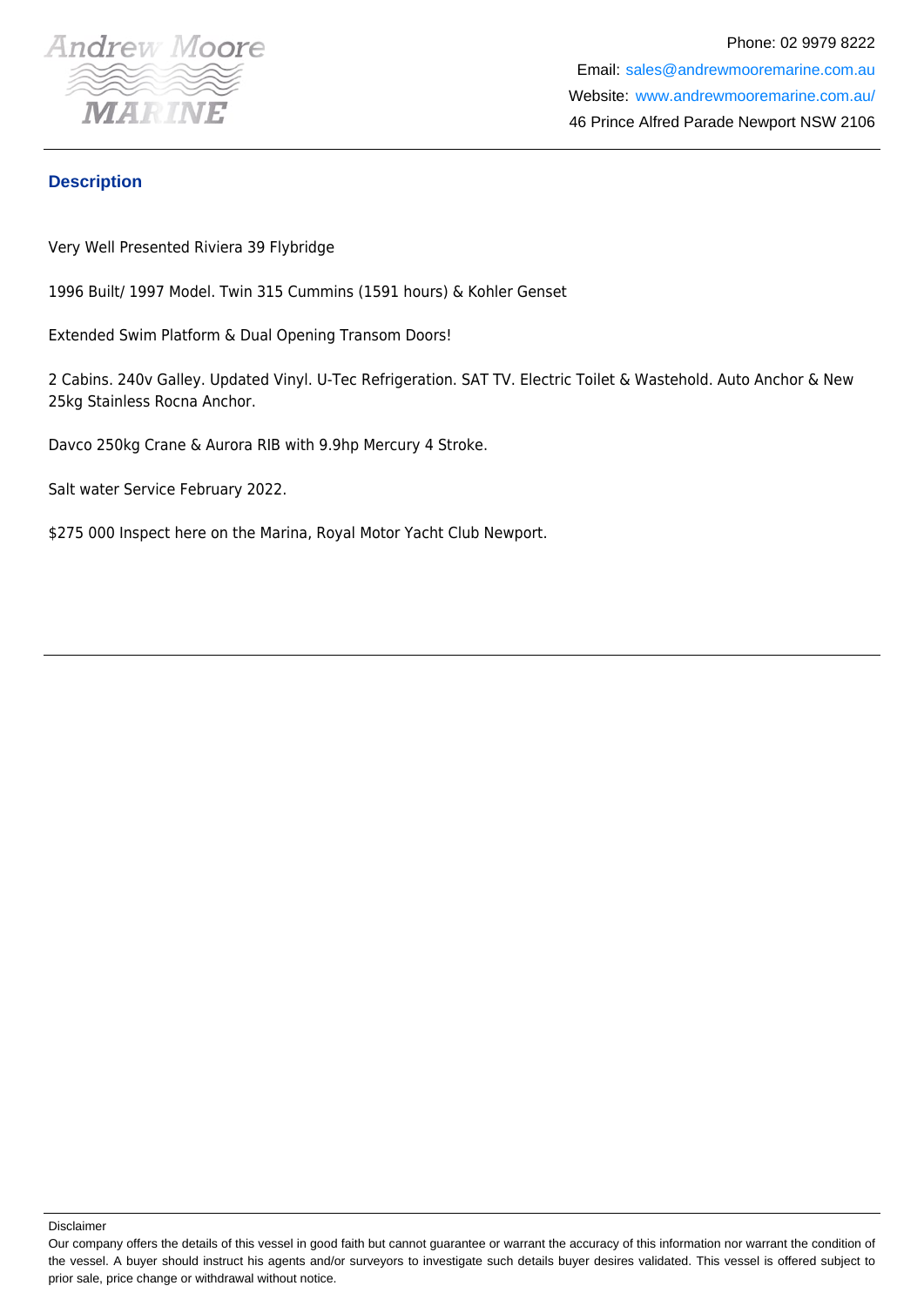## Description

Very Well Presented Riviera 39 Flybridge

1996 Built/ 1997 Model. Twin 315 Cummins (1591 hours) & Kohler Genset

Extended Swim Platform & Dual Opening Transom Doors!

2 Cabins. 240v Galley. Updated Vinyl. U-Tec Refrigeration. SAT TV. Electric Toilet & Wastehold. Auto Anchor & New 25kg Stainless Rocna Anchor.

Davco 250kg Crane & Aurora RIB with 9.9hp Mercury 4 Stroke.

Salt water Service February 2022.

$275 000 Inspect here on the Marina, Royal Motor Yacht Club Newport.

Disclaimer

Our company offers the details of this vessel in good faith but cannot guarantee or warrant the accuracy of this information nor warrant the condition of the vessel. A buyer should instruct his agents and/or surveyors to investigate such details buyer desires validated. This vessel is offered subject to prior sale, price change or withdrawal without notice.